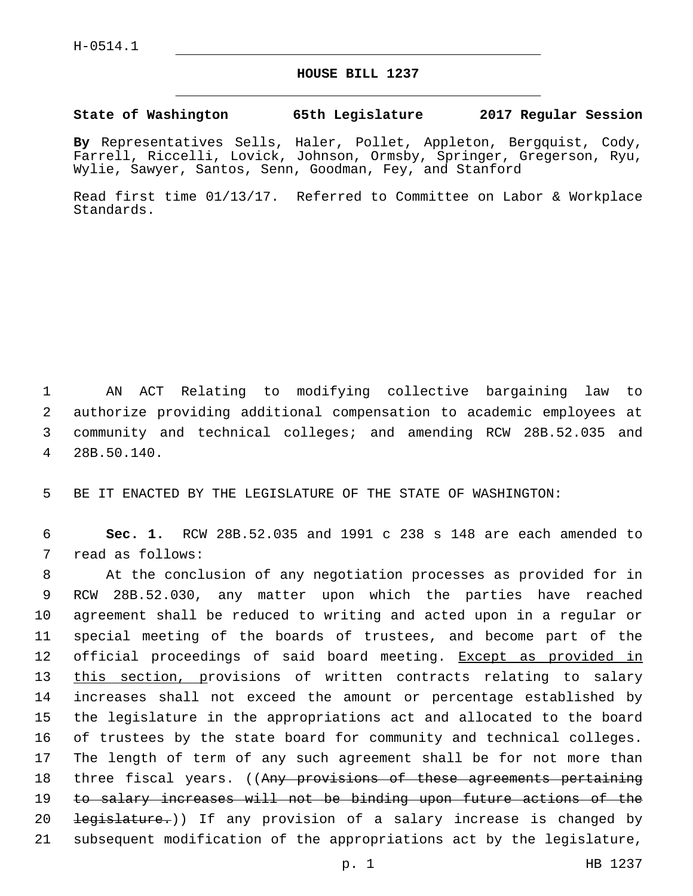H-0514.1

# HOUSE BILL 1237

**State of Washington 65th Legislature 2017 Regular Session**

**By** Representatives Sells, Haler, Pollet, Appleton, Bergquist, Cody, Farrell, Riccelli, Lovick, Johnson, Ormsby, Springer, Gregerson, Ryu, Wylie, Sawyer, Santos, Senn, Goodman, Fey, and Stanford

Read first time 01/13/17. Referred to Committee on Labor & Workplace Standards.

AN ACT Relating to modifying collective bargaining law to authorize providing additional compensation to academic employees at community and technical colleges; and amending RCW 28B.52.035 and 28B.50.140.

BE IT ENACTED BY THE LEGISLATURE OF THE STATE OF WASHINGTON:

**Sec. 1.** RCW 28B.52.035 and 1991 c 238 s 148 are each amended to read as follows:

At the conclusion of any negotiation processes as provided for in RCW 28B.52.030, any matter upon which the parties have reached agreement shall be reduced to writing and acted upon in a regular or special meeting of the boards of trustees, and become part of the official proceedings of said board meeting. <u>Except as provided in this section, p</u>rovisions of written contracts relating to salary increases shall not exceed the amount or percentage established by the legislature in the appropriations act and allocated to the board of trustees by the state board for community and technical colleges. The length of term of any such agreement shall be for not more than three fiscal years. ((~~Any provisions of these agreements pertaining to salary increases will not be binding upon future actions of the legislature.~~)) If any provision of a salary increase is changed by subsequent modification of the appropriations act by the legislature,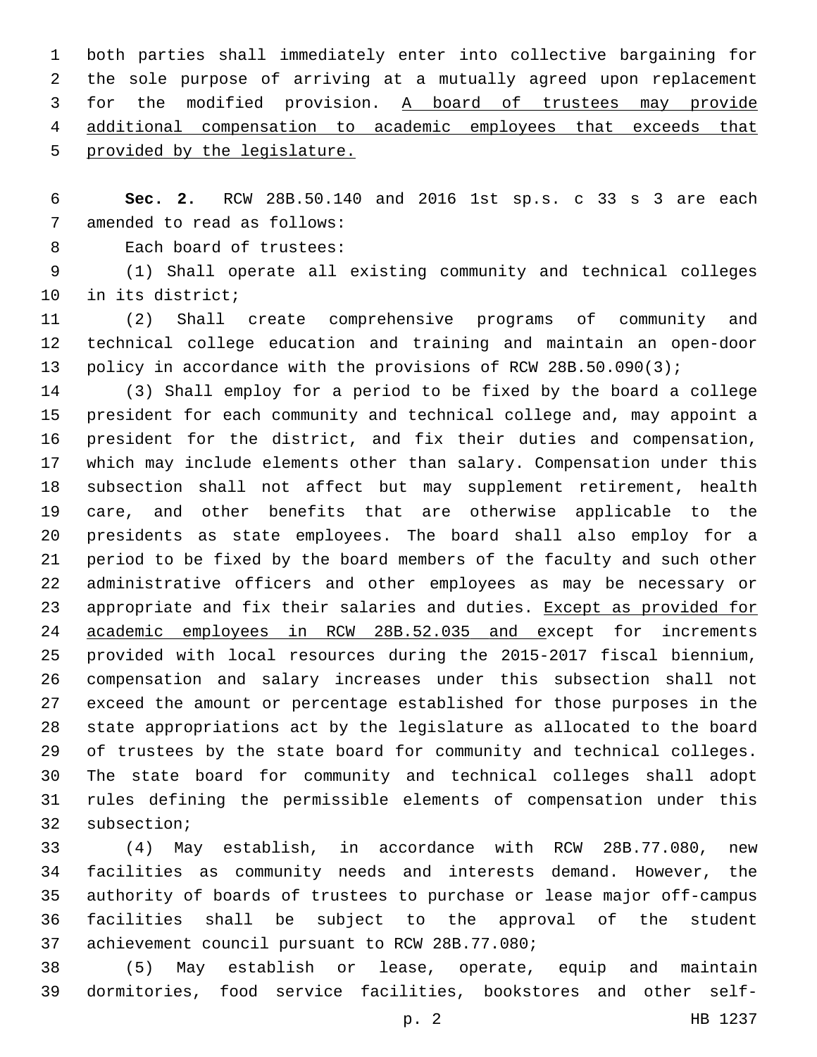both parties shall immediately enter into collective bargaining for the sole purpose of arriving at a mutually agreed upon replacement for the modified provision. <u>A board of trustees may provide additional compensation to academic employees that exceeds that provided by the legislature.</u>

**Sec. 2.** RCW 28B.50.140 and 2016 1st sp.s. c 33 s 3 are each amended to read as follows:

Each board of trustees:

(1) Shall operate all existing community and technical colleges in its district;

(2) Shall create comprehensive programs of community and technical college education and training and maintain an open-door policy in accordance with the provisions of RCW 28B.50.090(3);

(3) Shall employ for a period to be fixed by the board a college president for each community and technical college and, may appoint a president for the district, and fix their duties and compensation, which may include elements other than salary. Compensation under this subsection shall not affect but may supplement retirement, health care, and other benefits that are otherwise applicable to the presidents as state employees. The board shall also employ for a period to be fixed by the board members of the faculty and such other administrative officers and other employees as may be necessary or appropriate and fix their salaries and duties. <u>Except as provided for academic employees in RCW 28B.52.035 and e</u>xcept for increments provided with local resources during the 2015-2017 fiscal biennium, compensation and salary increases under this subsection shall not exceed the amount or percentage established for those purposes in the state appropriations act by the legislature as allocated to the board of trustees by the state board for community and technical colleges. The state board for community and technical colleges shall adopt rules defining the permissible elements of compensation under this subsection;

(4) May establish, in accordance with RCW 28B.77.080, new facilities as community needs and interests demand. However, the authority of boards of trustees to purchase or lease major off-campus facilities shall be subject to the approval of the student achievement council pursuant to RCW 28B.77.080;

(5) May establish or lease, operate, equip and maintain dormitories, food service facilities, bookstores and other self-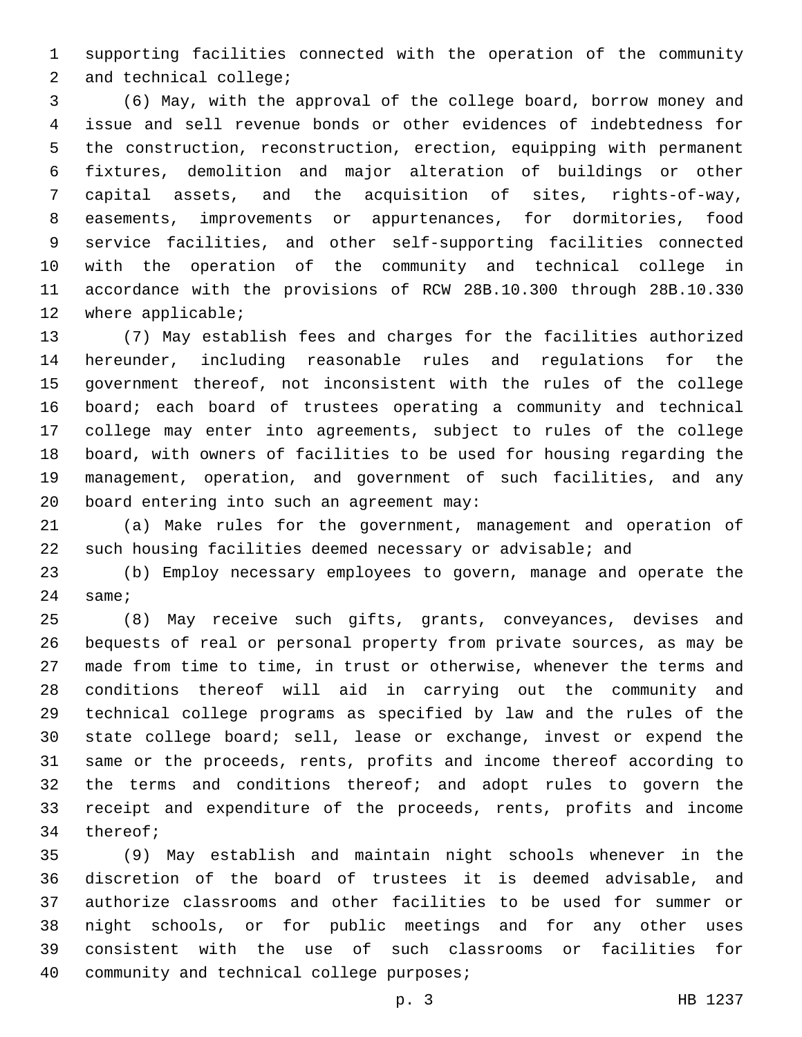supporting facilities connected with the operation of the community and technical college;

(6) May, with the approval of the college board, borrow money and issue and sell revenue bonds or other evidences of indebtedness for the construction, reconstruction, erection, equipping with permanent fixtures, demolition and major alteration of buildings or other capital assets, and the acquisition of sites, rights-of-way, easements, improvements or appurtenances, for dormitories, food service facilities, and other self-supporting facilities connected with the operation of the community and technical college in accordance with the provisions of RCW 28B.10.300 through 28B.10.330 where applicable;

(7) May establish fees and charges for the facilities authorized hereunder, including reasonable rules and regulations for the government thereof, not inconsistent with the rules of the college board; each board of trustees operating a community and technical college may enter into agreements, subject to rules of the college board, with owners of facilities to be used for housing regarding the management, operation, and government of such facilities, and any board entering into such an agreement may:

(a) Make rules for the government, management and operation of such housing facilities deemed necessary or advisable; and

(b) Employ necessary employees to govern, manage and operate the same;

(8) May receive such gifts, grants, conveyances, devises and bequests of real or personal property from private sources, as may be made from time to time, in trust or otherwise, whenever the terms and conditions thereof will aid in carrying out the community and technical college programs as specified by law and the rules of the state college board; sell, lease or exchange, invest or expend the same or the proceeds, rents, profits and income thereof according to the terms and conditions thereof; and adopt rules to govern the receipt and expenditure of the proceeds, rents, profits and income thereof;

(9) May establish and maintain night schools whenever in the discretion of the board of trustees it is deemed advisable, and authorize classrooms and other facilities to be used for summer or night schools, or for public meetings and for any other uses consistent with the use of such classrooms or facilities for community and technical college purposes;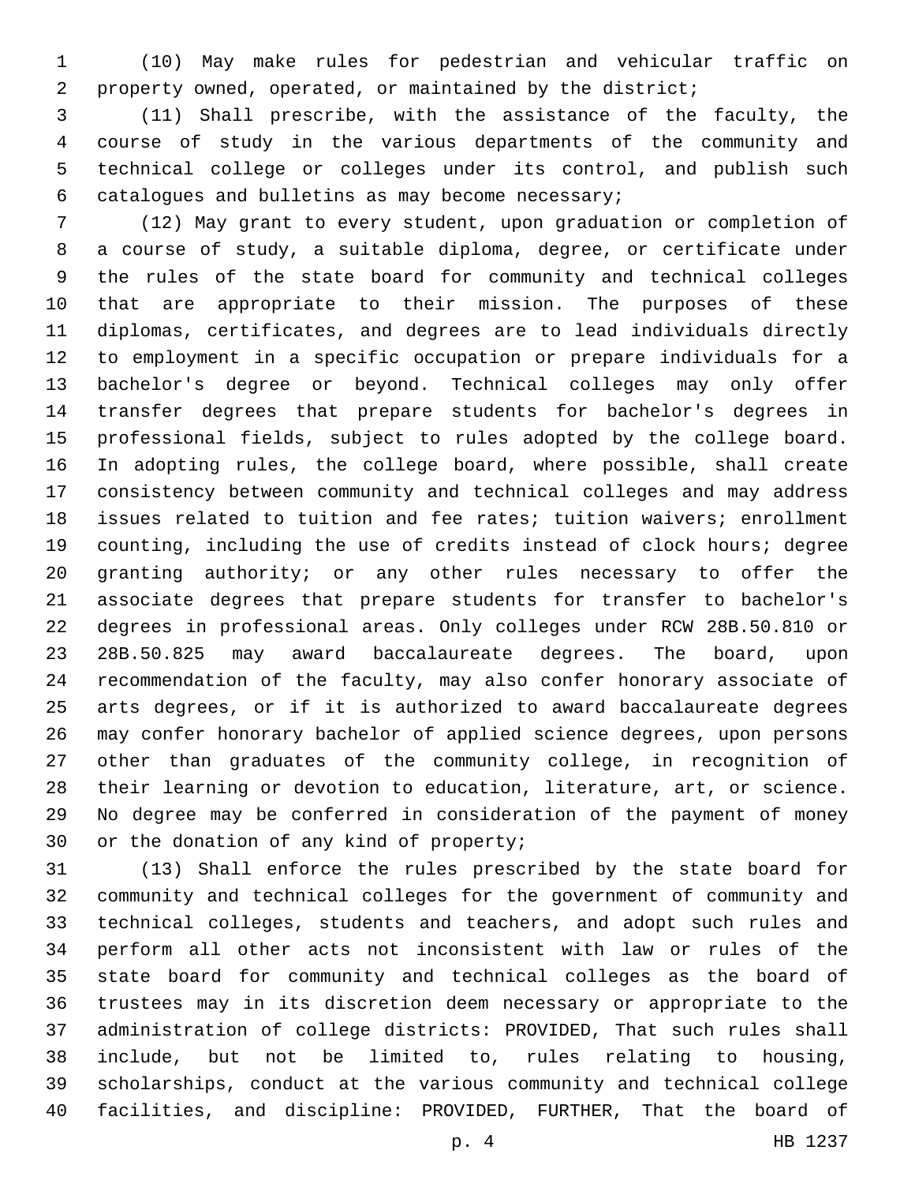(10) May make rules for pedestrian and vehicular traffic on property owned, operated, or maintained by the district;

(11) Shall prescribe, with the assistance of the faculty, the course of study in the various departments of the community and technical college or colleges under its control, and publish such catalogues and bulletins as may become necessary;

(12) May grant to every student, upon graduation or completion of a course of study, a suitable diploma, degree, or certificate under the rules of the state board for community and technical colleges that are appropriate to their mission. The purposes of these diplomas, certificates, and degrees are to lead individuals directly to employment in a specific occupation or prepare individuals for a bachelor's degree or beyond. Technical colleges may only offer transfer degrees that prepare students for bachelor's degrees in professional fields, subject to rules adopted by the college board. In adopting rules, the college board, where possible, shall create consistency between community and technical colleges and may address issues related to tuition and fee rates; tuition waivers; enrollment counting, including the use of credits instead of clock hours; degree granting authority; or any other rules necessary to offer the associate degrees that prepare students for transfer to bachelor's degrees in professional areas. Only colleges under RCW 28B.50.810 or 28B.50.825 may award baccalaureate degrees. The board, upon recommendation of the faculty, may also confer honorary associate of arts degrees, or if it is authorized to award baccalaureate degrees may confer honorary bachelor of applied science degrees, upon persons other than graduates of the community college, in recognition of their learning or devotion to education, literature, art, or science. No degree may be conferred in consideration of the payment of money or the donation of any kind of property;

(13) Shall enforce the rules prescribed by the state board for community and technical colleges for the government of community and technical colleges, students and teachers, and adopt such rules and perform all other acts not inconsistent with law or rules of the state board for community and technical colleges as the board of trustees may in its discretion deem necessary or appropriate to the administration of college districts: PROVIDED, That such rules shall include, but not be limited to, rules relating to housing, scholarships, conduct at the various community and technical college facilities, and discipline: PROVIDED, FURTHER, That the board of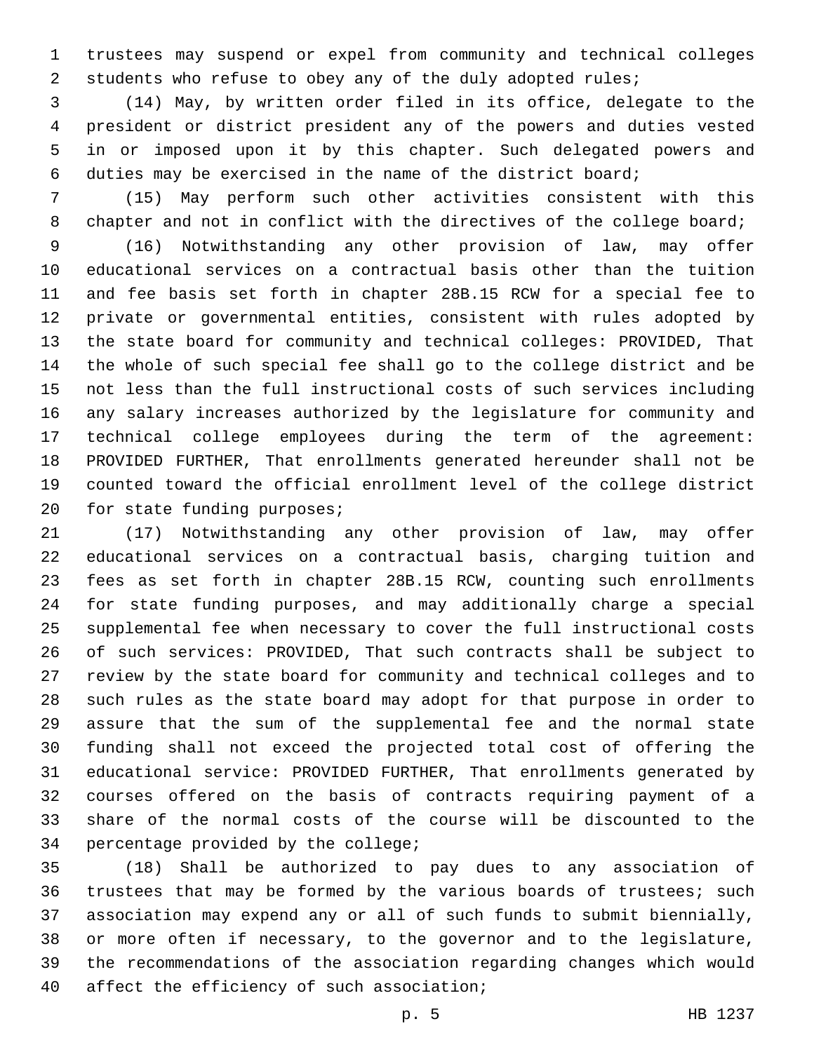trustees may suspend or expel from community and technical colleges students who refuse to obey any of the duly adopted rules;

(14) May, by written order filed in its office, delegate to the president or district president any of the powers and duties vested in or imposed upon it by this chapter. Such delegated powers and duties may be exercised in the name of the district board;

(15) May perform such other activities consistent with this chapter and not in conflict with the directives of the college board;

(16) Notwithstanding any other provision of law, may offer educational services on a contractual basis other than the tuition and fee basis set forth in chapter 28B.15 RCW for a special fee to private or governmental entities, consistent with rules adopted by the state board for community and technical colleges: PROVIDED, That the whole of such special fee shall go to the college district and be not less than the full instructional costs of such services including any salary increases authorized by the legislature for community and technical college employees during the term of the agreement: PROVIDED FURTHER, That enrollments generated hereunder shall not be counted toward the official enrollment level of the college district for state funding purposes;

(17) Notwithstanding any other provision of law, may offer educational services on a contractual basis, charging tuition and fees as set forth in chapter 28B.15 RCW, counting such enrollments for state funding purposes, and may additionally charge a special supplemental fee when necessary to cover the full instructional costs of such services: PROVIDED, That such contracts shall be subject to review by the state board for community and technical colleges and to such rules as the state board may adopt for that purpose in order to assure that the sum of the supplemental fee and the normal state funding shall not exceed the projected total cost of offering the educational service: PROVIDED FURTHER, That enrollments generated by courses offered on the basis of contracts requiring payment of a share of the normal costs of the course will be discounted to the percentage provided by the college;

(18) Shall be authorized to pay dues to any association of trustees that may be formed by the various boards of trustees; such association may expend any or all of such funds to submit biennially, or more often if necessary, to the governor and to the legislature, the recommendations of the association regarding changes which would affect the efficiency of such association;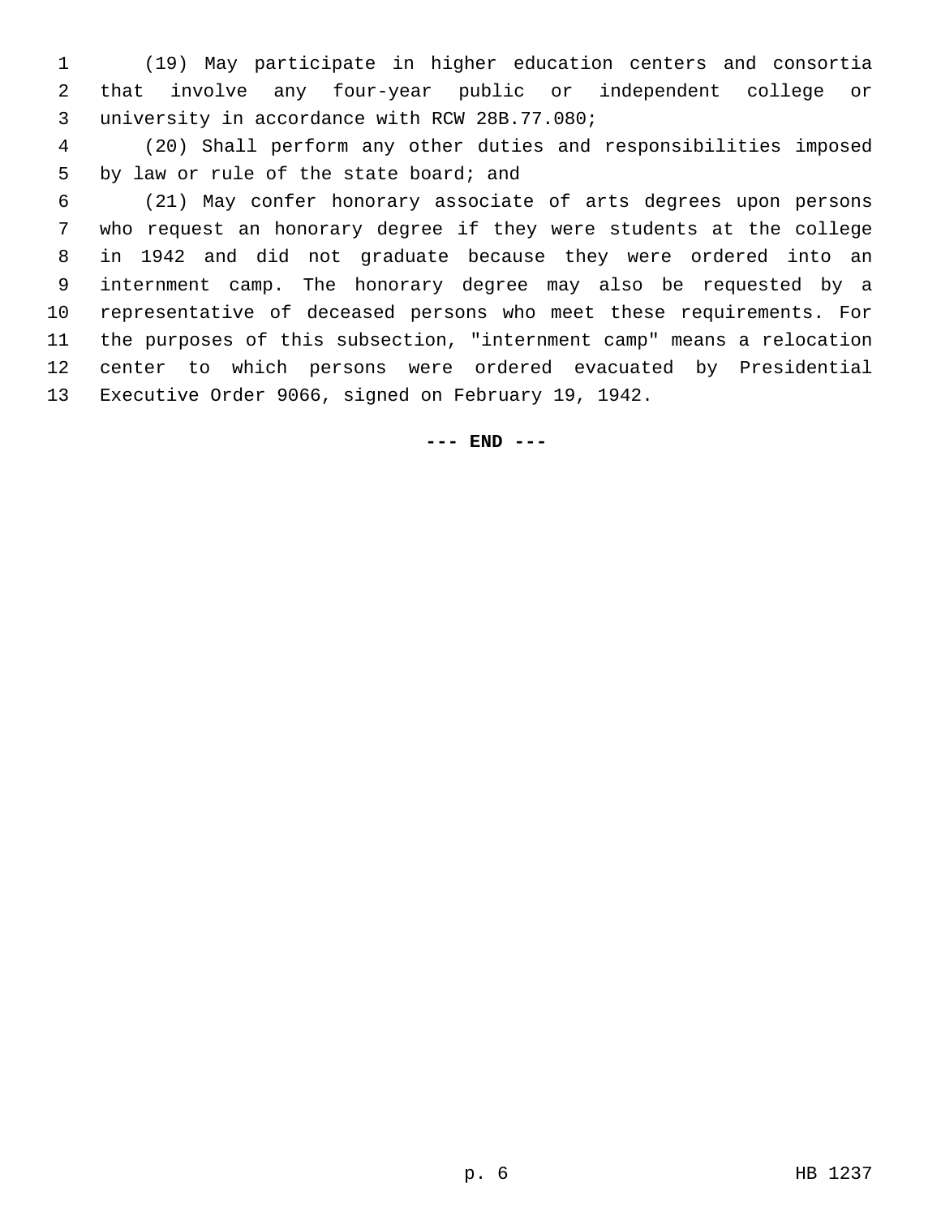(19) May participate in higher education centers and consortia that involve any four-year public or independent college or university in accordance with RCW 28B.77.080;

(20) Shall perform any other duties and responsibilities imposed by law or rule of the state board; and

(21) May confer honorary associate of arts degrees upon persons who request an honorary degree if they were students at the college in 1942 and did not graduate because they were ordered into an internment camp. The honorary degree may also be requested by a representative of deceased persons who meet these requirements. For the purposes of this subsection, "internment camp" means a relocation center to which persons were ordered evacuated by Presidential Executive Order 9066, signed on February 19, 1942.

**--- END ---**